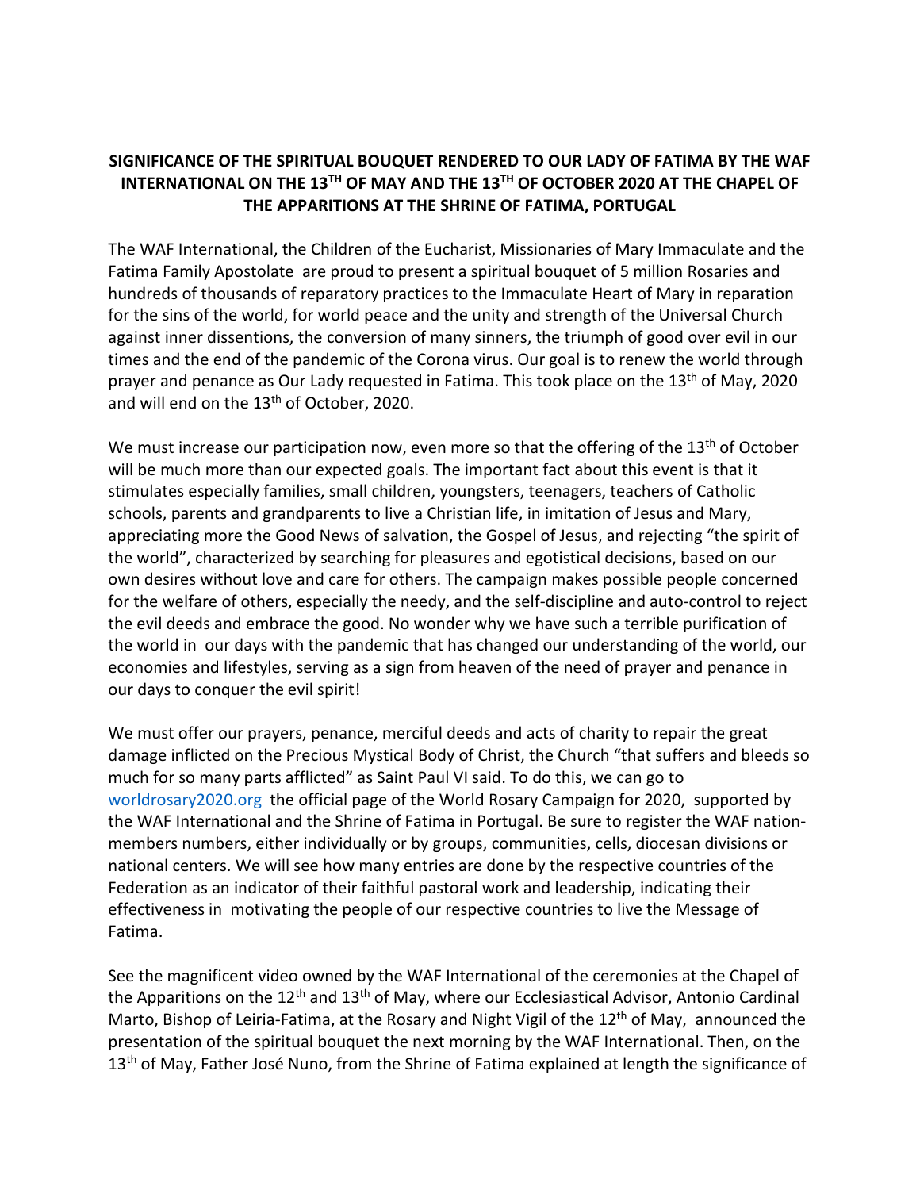**SIGNIFICANCE OF THE SPIRITUAL BOUQUET RENDERED TO OUR LADY OF FATIMA BY THE WAF INTERNATIONAL ON THE 13TH OF MAY AND THE 13TH OF OCTOBER 2020 AT THE CHAPEL OF THE APPARITIONS AT THE SHRINE OF FATIMA, PORTUGAL**

The WAF International, the Children of the Eucharist, Missionaries of Mary Immaculate and the Fatima Family Apostolate are proud to present a spiritual bouquet of 5 million Rosaries and hundreds of thousands of reparatory practices to the Immaculate Heart of Mary in reparation for the sins of the world, for world peace and the unity and strength of the Universal Church against inner dissentions, the conversion of many sinners, the triumph of good over evil in our times and the end of the pandemic of the Corona virus. Our goal is to renew the world through prayer and penance as Our Lady requested in Fatima. This took place on the 13th of May, 2020 and will end on the 13th of October, 2020.

We must increase our participation now, even more so that the offering of the 13th of October will be much more than our expected goals. The important fact about this event is that it stimulates especially families, small children, youngsters, teenagers, teachers of Catholic schools, parents and grandparents to live a Christian life, in imitation of Jesus and Mary, appreciating more the Good News of salvation, the Gospel of Jesus, and rejecting "the spirit of the world", characterized by searching for pleasures and egotistical decisions, based on our own desires without love and care for others. The campaign makes possible people concerned for the welfare of others, especially the needy, and the self-discipline and auto-control to reject the evil deeds and embrace the good. No wonder why we have such a terrible purification of the world in our days with the pandemic that has changed our understanding of the world, our economies and lifestyles, serving as a sign from heaven of the need of prayer and penance in our days to conquer the evil spirit!

We must offer our prayers, penance, merciful deeds and acts of charity to repair the great damage inflicted on the Precious Mystical Body of Christ, the Church "that suffers and bleeds so much for so many parts afflicted" as Saint Paul VI said. To do this, we can go to [worldrosary2020.org](worldrosary2020.org) the official page of the World Rosary Campaign for 2020, supported by the WAF International and the Shrine of Fatima in Portugal. Be sure to register the WAF nation-members numbers, either individually or by groups, communities, cells, diocesan divisions or national centers. We will see how many entries are done by the respective countries of the Federation as an indicator of their faithful pastoral work and leadership, indicating their effectiveness in motivating the people of our respective countries to live the Message of Fatima.

See the magnificent video owned by the WAF International of the ceremonies at the Chapel of the Apparitions on the 12th and 13th of May, where our Ecclesiastical Advisor, Antonio Cardinal Marto, Bishop of Leiria-Fatima, at the Rosary and Night Vigil of the 12th of May, announced the presentation of the spiritual bouquet the next morning by the WAF International. Then, on the 13th of May, Father José Nuno, from the Shrine of Fatima explained at length the significance of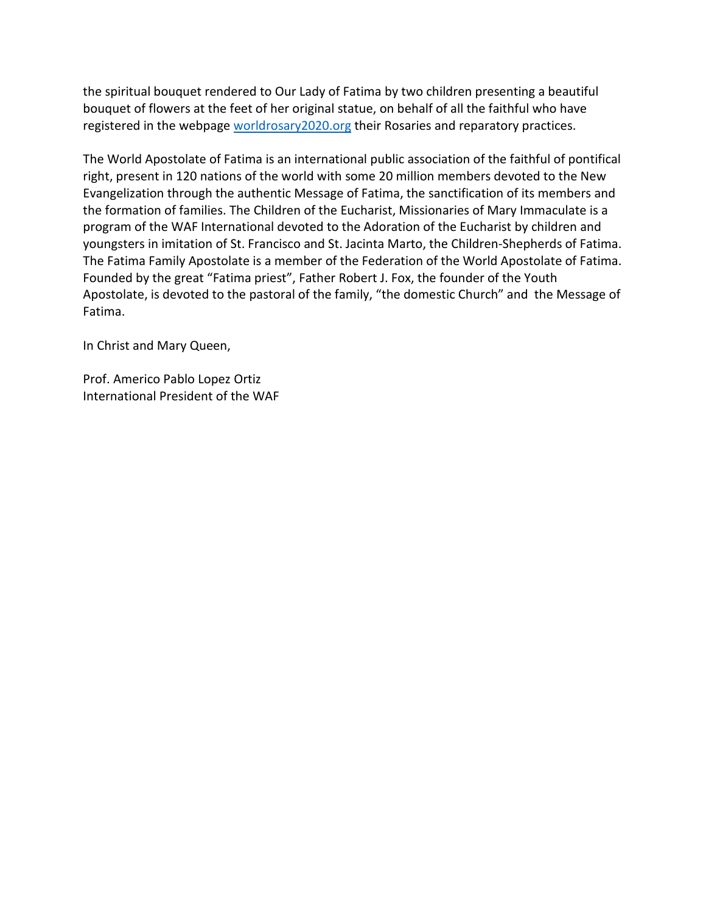the spiritual bouquet rendered to Our Lady of Fatima by two children presenting a beautiful bouquet of flowers at the feet of her original statue, on behalf of all the faithful who have registered in the webpage [worldrosary2020.org](worldrosary2020.org) their Rosaries and reparatory practices.

The World Apostolate of Fatima is an international public association of the faithful of pontifical right, present in 120 nations of the world with some 20 million members devoted to the New Evangelization through the authentic Message of Fatima, the sanctification of its members and the formation of families. The Children of the Eucharist, Missionaries of Mary Immaculate is a program of the WAF International devoted to the Adoration of the Eucharist by children and youngsters in imitation of St. Francisco and St. Jacinta Marto, the Children-Shepherds of Fatima. The Fatima Family Apostolate is a member of the Federation of the World Apostolate of Fatima. Founded by the great "Fatima priest", Father Robert J. Fox, the founder of the Youth Apostolate, is devoted to the pastoral of the family, "the domestic Church" and the Message of Fatima.

In Christ and Mary Queen,

Prof. Americo Pablo Lopez Ortiz
International President of the WAF